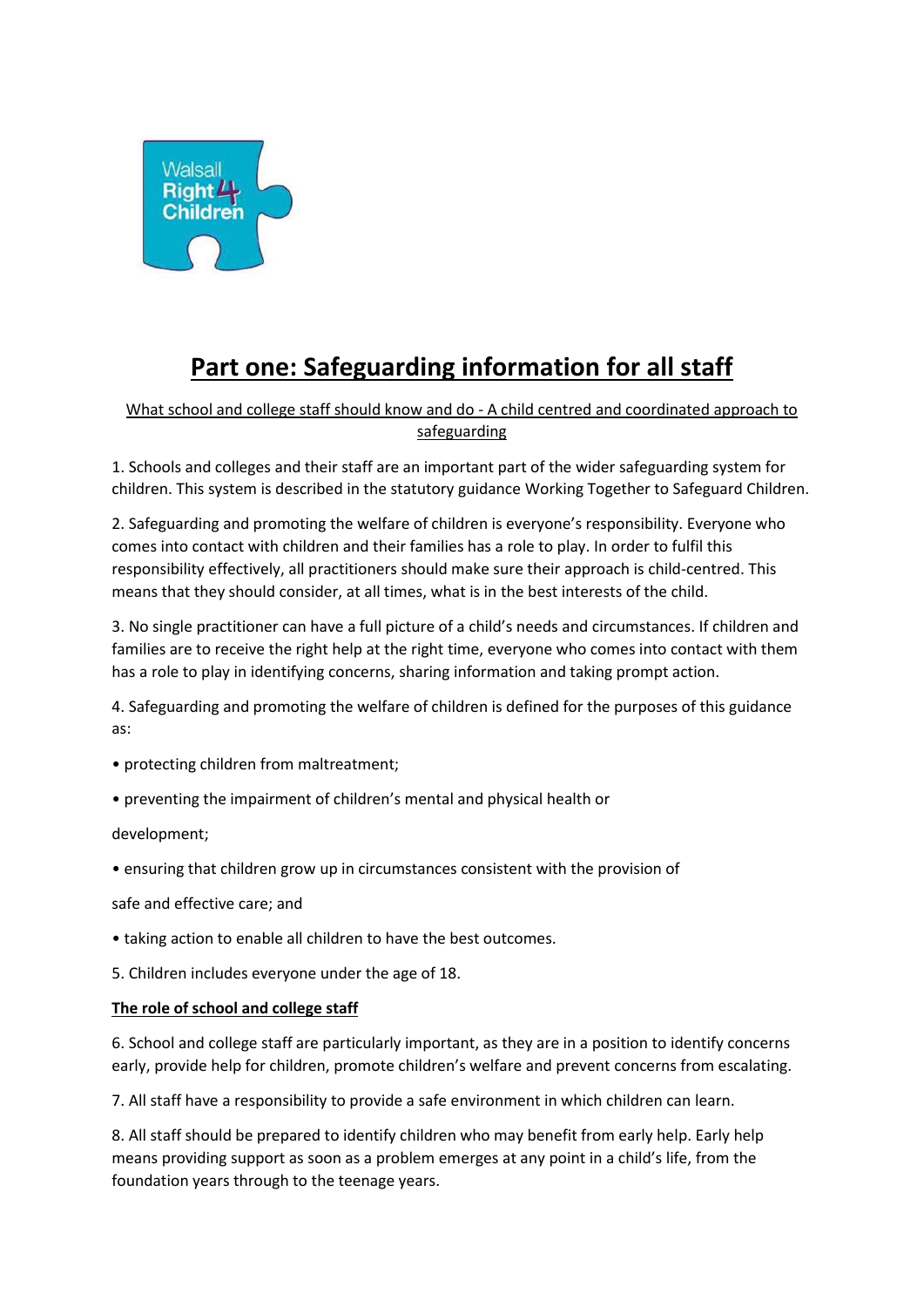# Part one: Safeguarding information for all staff

What school and college staff should know and do - A child centred and coordinated approach to safeguarding

1. Schools and colleges and their staff are an important part of the wider safeguarding system for children. This system is described in the statutory guidance Working Together to Safeguard Children.

2. Safeguarding and promoting the welfare of children is everyone's responsibility. Everyone who comes into contact with children and their families has a role to play. In order to fulfil this responsibility effectively, all practitioners should make sure their approach is child-centred. This means that they should consider, at all times, what is in the best interests of the child.

3. No single practitioner can have a full picture of a child's needs and circumstances. If children and families are to receive the right help at the right time, everyone who comes into contact with them has a role to play in identifying concerns, sharing information and taking prompt action.

4. Safeguarding and promoting the welfare of children is defined for the purposes of this guidance as:

- protecting children from maltreatment;
- preventing the impairment of children's mental and physical health or development;
- ensuring that children grow up in circumstances consistent with the provision of safe and effective care; and
- taking action to enable all children to have the best outcomes.

5. Children includes everyone under the age of 18.

**The role of school and college staff**

6. School and college staff are particularly important, as they are in a position to identify concerns early, provide help for children, promote children's welfare and prevent concerns from escalating.

7. All staff have a responsibility to provide a safe environment in which children can learn.

8. All staff should be prepared to identify children who may benefit from early help. Early help means providing support as soon as a problem emerges at any point in a child's life, from the foundation years through to the teenage years.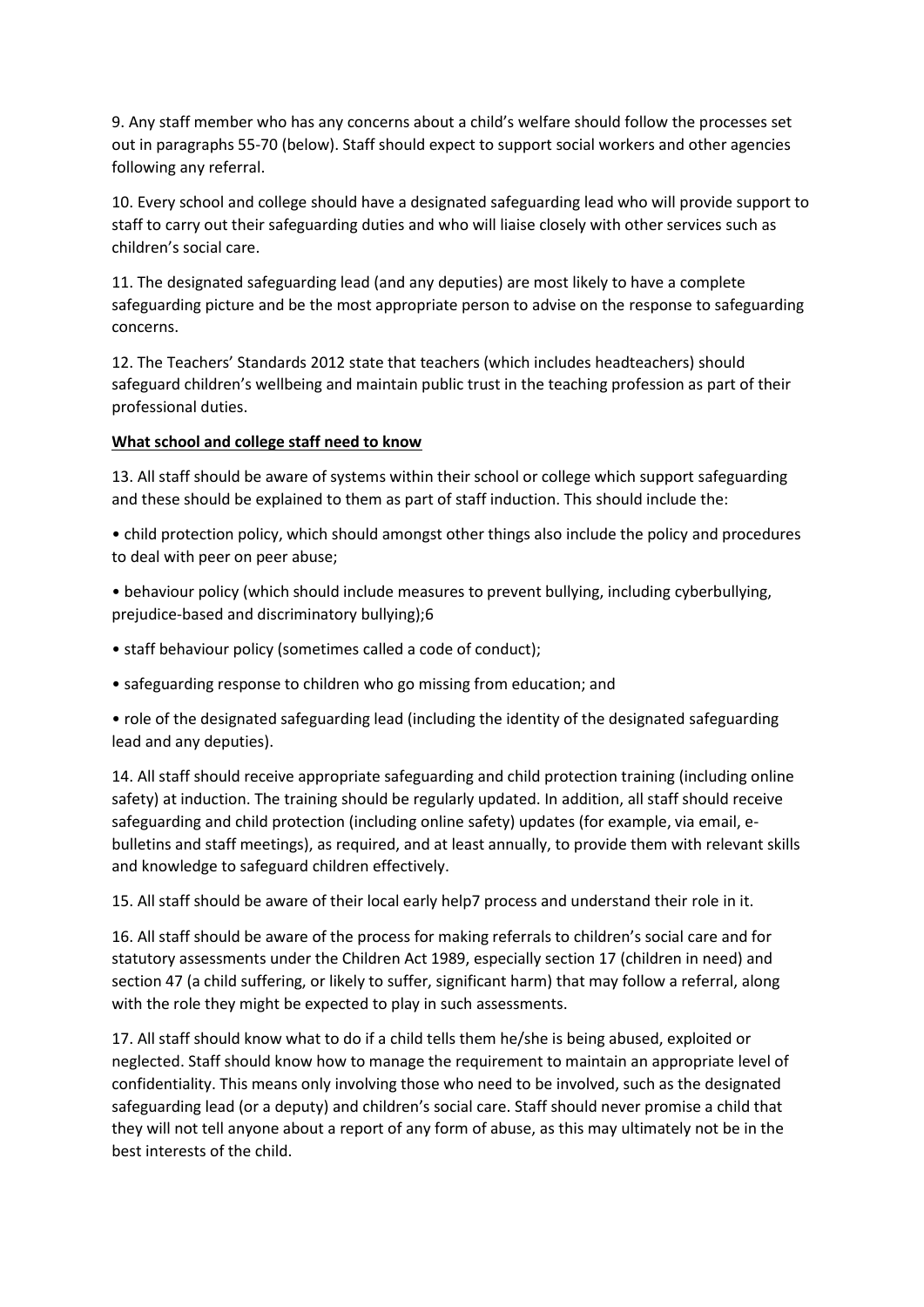9. Any staff member who has any concerns about a child's welfare should follow the processes set out in paragraphs 55-70 (below). Staff should expect to support social workers and other agencies following any referral.

10. Every school and college should have a designated safeguarding lead who will provide support to staff to carry out their safeguarding duties and who will liaise closely with other services such as children's social care.

11. The designated safeguarding lead (and any deputies) are most likely to have a complete safeguarding picture and be the most appropriate person to advise on the response to safeguarding concerns.

12. The Teachers' Standards 2012 state that teachers (which includes headteachers) should safeguard children's wellbeing and maintain public trust in the teaching profession as part of their professional duties.

**What school and college staff need to know**

13. All staff should be aware of systems within their school or college which support safeguarding and these should be explained to them as part of staff induction. This should include the:

- child protection policy, which should amongst other things also include the policy and procedures to deal with peer on peer abuse;
- behaviour policy (which should include measures to prevent bullying, including cyberbullying, prejudice-based and discriminatory bullying);6
- staff behaviour policy (sometimes called a code of conduct);
- safeguarding response to children who go missing from education; and
- role of the designated safeguarding lead (including the identity of the designated safeguarding lead and any deputies).

14. All staff should receive appropriate safeguarding and child protection training (including online safety) at induction. The training should be regularly updated. In addition, all staff should receive safeguarding and child protection (including online safety) updates (for example, via email, e-bulletins and staff meetings), as required, and at least annually, to provide them with relevant skills and knowledge to safeguard children effectively.

15. All staff should be aware of their local early help7 process and understand their role in it.

16. All staff should be aware of the process for making referrals to children's social care and for statutory assessments under the Children Act 1989, especially section 17 (children in need) and section 47 (a child suffering, or likely to suffer, significant harm) that may follow a referral, along with the role they might be expected to play in such assessments.

17. All staff should know what to do if a child tells them he/she is being abused, exploited or neglected. Staff should know how to manage the requirement to maintain an appropriate level of confidentiality. This means only involving those who need to be involved, such as the designated safeguarding lead (or a deputy) and children's social care. Staff should never promise a child that they will not tell anyone about a report of any form of abuse, as this may ultimately not be in the best interests of the child.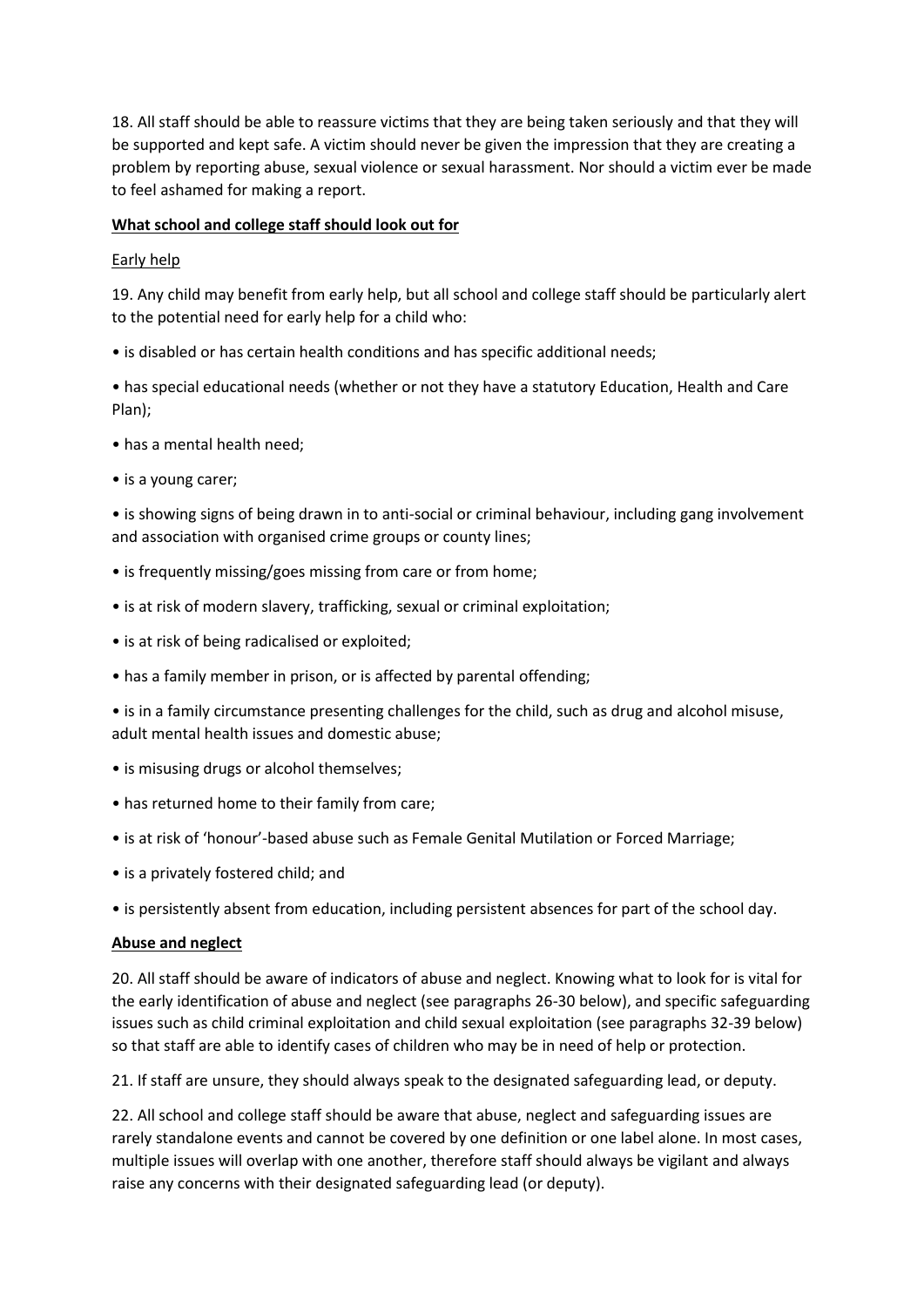18. All staff should be able to reassure victims that they are being taken seriously and that they will be supported and kept safe. A victim should never be given the impression that they are creating a problem by reporting abuse, sexual violence or sexual harassment. Nor should a victim ever be made to feel ashamed for making a report.

**What school and college staff should look out for**

Early help

19. Any child may benefit from early help, but all school and college staff should be particularly alert to the potential need for early help for a child who:

- is disabled or has certain health conditions and has specific additional needs;
- has special educational needs (whether or not they have a statutory Education, Health and Care Plan);
- has a mental health need;
- is a young carer;
- is showing signs of being drawn in to anti-social or criminal behaviour, including gang involvement and association with organised crime groups or county lines;
- is frequently missing/goes missing from care or from home;
- is at risk of modern slavery, trafficking, sexual or criminal exploitation;
- is at risk of being radicalised or exploited;
- has a family member in prison, or is affected by parental offending;
- is in a family circumstance presenting challenges for the child, such as drug and alcohol misuse, adult mental health issues and domestic abuse;
- is misusing drugs or alcohol themselves;
- has returned home to their family from care;
- is at risk of 'honour'-based abuse such as Female Genital Mutilation or Forced Marriage;
- is a privately fostered child; and
- is persistently absent from education, including persistent absences for part of the school day.

**Abuse and neglect**

20. All staff should be aware of indicators of abuse and neglect. Knowing what to look for is vital for the early identification of abuse and neglect (see paragraphs 26-30 below), and specific safeguarding issues such as child criminal exploitation and child sexual exploitation (see paragraphs 32-39 below) so that staff are able to identify cases of children who may be in need of help or protection.

21. If staff are unsure, they should always speak to the designated safeguarding lead, or deputy.

22. All school and college staff should be aware that abuse, neglect and safeguarding issues are rarely standalone events and cannot be covered by one definition or one label alone. In most cases, multiple issues will overlap with one another, therefore staff should always be vigilant and always raise any concerns with their designated safeguarding lead (or deputy).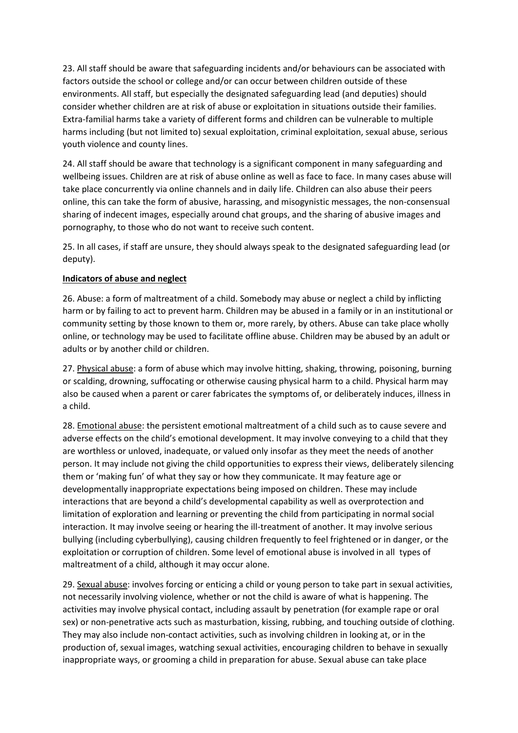23. All staff should be aware that safeguarding incidents and/or behaviours can be associated with factors outside the school or college and/or can occur between children outside of these environments. All staff, but especially the designated safeguarding lead (and deputies) should consider whether children are at risk of abuse or exploitation in situations outside their families. Extra-familial harms take a variety of different forms and children can be vulnerable to multiple harms including (but not limited to) sexual exploitation, criminal exploitation, sexual abuse, serious youth violence and county lines.

24. All staff should be aware that technology is a significant component in many safeguarding and wellbeing issues. Children are at risk of abuse online as well as face to face. In many cases abuse will take place concurrently via online channels and in daily life. Children can also abuse their peers online, this can take the form of abusive, harassing, and misogynistic messages, the non-consensual sharing of indecent images, especially around chat groups, and the sharing of abusive images and pornography, to those who do not want to receive such content.

25. In all cases, if staff are unsure, they should always speak to the designated safeguarding lead (or deputy).

**Indicators of abuse and neglect**

26. Abuse: a form of maltreatment of a child. Somebody may abuse or neglect a child by inflicting harm or by failing to act to prevent harm. Children may be abused in a family or in an institutional or community setting by those known to them or, more rarely, by others. Abuse can take place wholly online, or technology may be used to facilitate offline abuse. Children may be abused by an adult or adults or by another child or children.

27. Physical abuse: a form of abuse which may involve hitting, shaking, throwing, poisoning, burning or scalding, drowning, suffocating or otherwise causing physical harm to a child. Physical harm may also be caused when a parent or carer fabricates the symptoms of, or deliberately induces, illness in a child.

28. Emotional abuse: the persistent emotional maltreatment of a child such as to cause severe and adverse effects on the child's emotional development. It may involve conveying to a child that they are worthless or unloved, inadequate, or valued only insofar as they meet the needs of another person. It may include not giving the child opportunities to express their views, deliberately silencing them or 'making fun' of what they say or how they communicate. It may feature age or developmentally inappropriate expectations being imposed on children. These may include interactions that are beyond a child's developmental capability as well as overprotection and limitation of exploration and learning or preventing the child from participating in normal social interaction. It may involve seeing or hearing the ill-treatment of another. It may involve serious bullying (including cyberbullying), causing children frequently to feel frightened or in danger, or the exploitation or corruption of children. Some level of emotional abuse is involved in all types of maltreatment of a child, although it may occur alone.

29. Sexual abuse: involves forcing or enticing a child or young person to take part in sexual activities, not necessarily involving violence, whether or not the child is aware of what is happening. The activities may involve physical contact, including assault by penetration (for example rape or oral sex) or non-penetrative acts such as masturbation, kissing, rubbing, and touching outside of clothing. They may also include non-contact activities, such as involving children in looking at, or in the production of, sexual images, watching sexual activities, encouraging children to behave in sexually inappropriate ways, or grooming a child in preparation for abuse. Sexual abuse can take place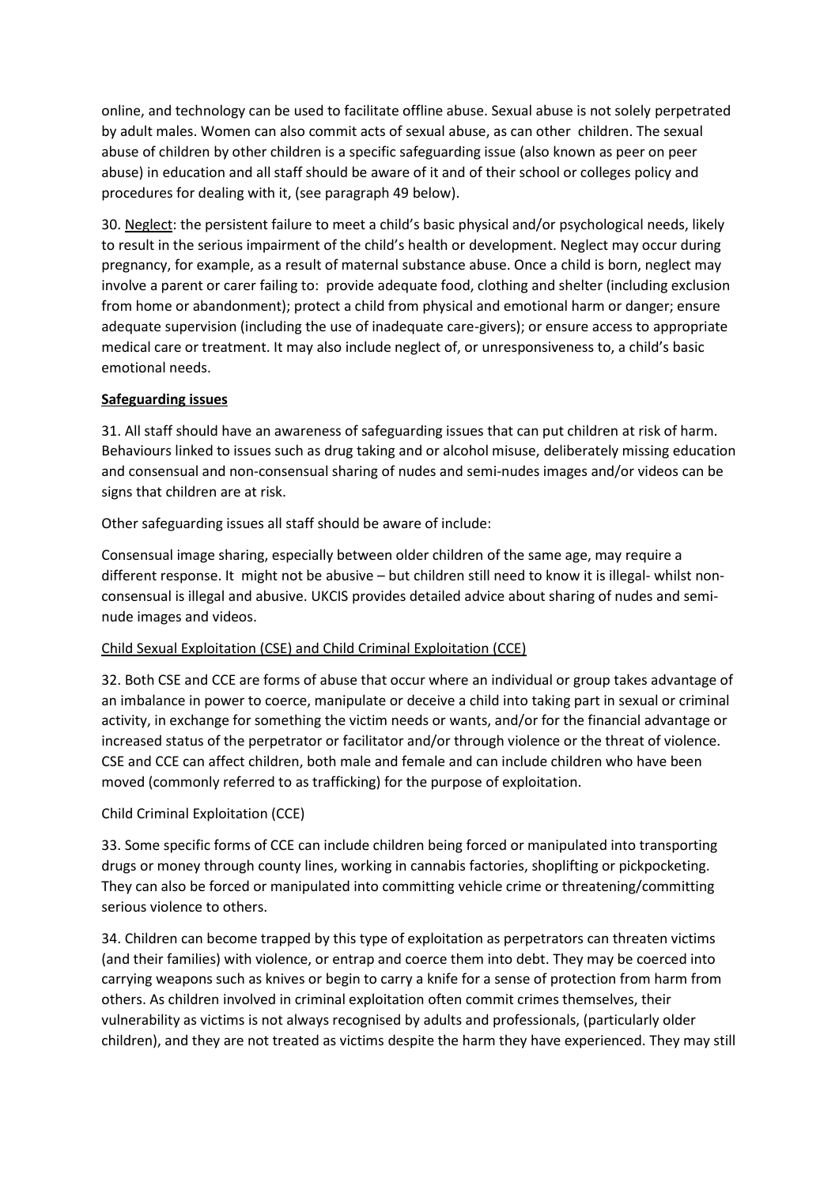online, and technology can be used to facilitate offline abuse. Sexual abuse is not solely perpetrated by adult males. Women can also commit acts of sexual abuse, as can other children. The sexual abuse of children by other children is a specific safeguarding issue (also known as peer on peer abuse) in education and all staff should be aware of it and of their school or colleges policy and procedures for dealing with it, (see paragraph 49 below).

30. Neglect: the persistent failure to meet a child's basic physical and/or psychological needs, likely to result in the serious impairment of the child's health or development. Neglect may occur during pregnancy, for example, as a result of maternal substance abuse. Once a child is born, neglect may involve a parent or carer failing to: provide adequate food, clothing and shelter (including exclusion from home or abandonment); protect a child from physical and emotional harm or danger; ensure adequate supervision (including the use of inadequate care-givers); or ensure access to appropriate medical care or treatment. It may also include neglect of, or unresponsiveness to, a child's basic emotional needs.

**Safeguarding issues**

31. All staff should have an awareness of safeguarding issues that can put children at risk of harm. Behaviours linked to issues such as drug taking and or alcohol misuse, deliberately missing education and consensual and non-consensual sharing of nudes and semi-nudes images and/or videos can be signs that children are at risk.

Other safeguarding issues all staff should be aware of include:

Consensual image sharing, especially between older children of the same age, may require a different response. It might not be abusive – but children still need to know it is illegal- whilst non-consensual is illegal and abusive. UKCIS provides detailed advice about sharing of nudes and semi-nude images and videos.

Child Sexual Exploitation (CSE) and Child Criminal Exploitation (CCE)

32. Both CSE and CCE are forms of abuse that occur where an individual or group takes advantage of an imbalance in power to coerce, manipulate or deceive a child into taking part in sexual or criminal activity, in exchange for something the victim needs or wants, and/or for the financial advantage or increased status of the perpetrator or facilitator and/or through violence or the threat of violence. CSE and CCE can affect children, both male and female and can include children who have been moved (commonly referred to as trafficking) for the purpose of exploitation.

Child Criminal Exploitation (CCE)

33. Some specific forms of CCE can include children being forced or manipulated into transporting drugs or money through county lines, working in cannabis factories, shoplifting or pickpocketing. They can also be forced or manipulated into committing vehicle crime or threatening/committing serious violence to others.

34. Children can become trapped by this type of exploitation as perpetrators can threaten victims (and their families) with violence, or entrap and coerce them into debt. They may be coerced into carrying weapons such as knives or begin to carry a knife for a sense of protection from harm from others. As children involved in criminal exploitation often commit crimes themselves, their vulnerability as victims is not always recognised by adults and professionals, (particularly older children), and they are not treated as victims despite the harm they have experienced. They may still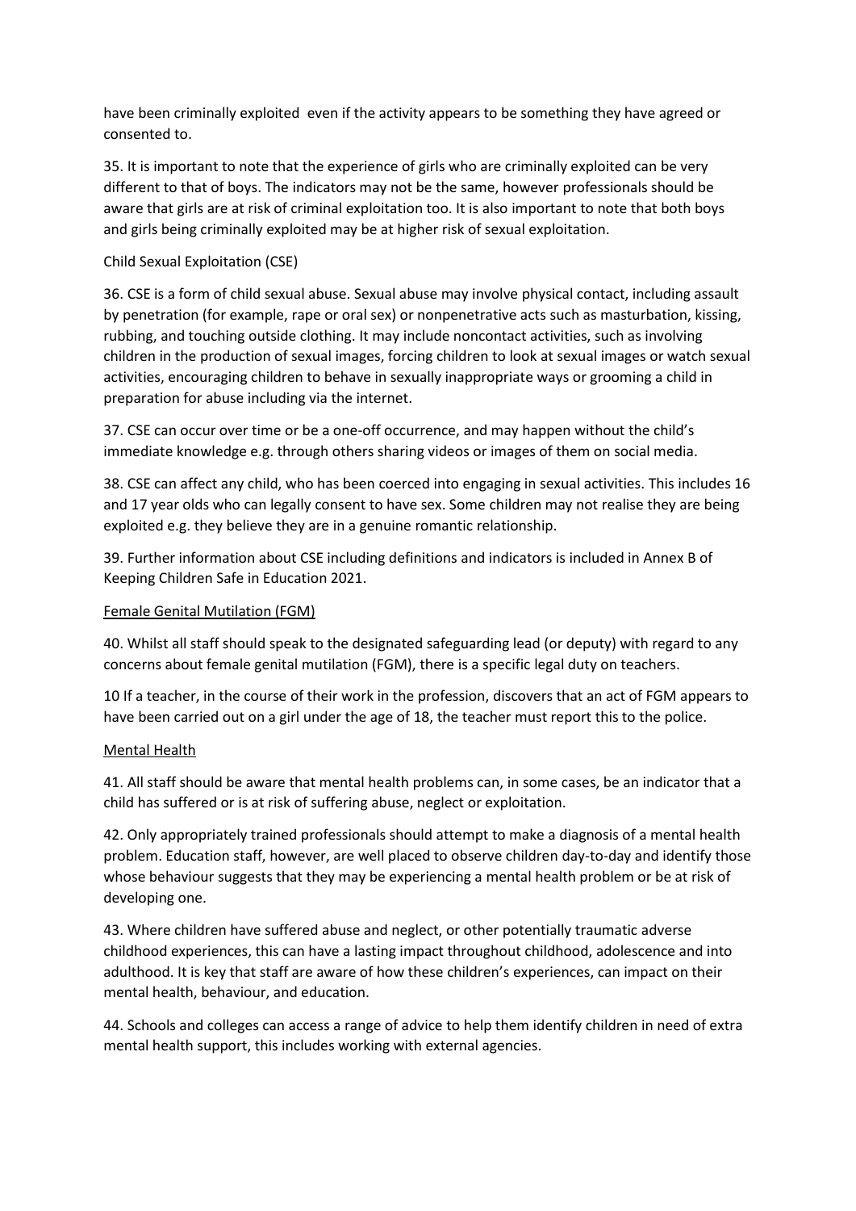have been criminally exploited even if the activity appears to be something they have agreed or consented to.

35. It is important to note that the experience of girls who are criminally exploited can be very different to that of boys. The indicators may not be the same, however professionals should be aware that girls are at risk of criminal exploitation too. It is also important to note that both boys and girls being criminally exploited may be at higher risk of sexual exploitation.

Child Sexual Exploitation (CSE)

36. CSE is a form of child sexual abuse. Sexual abuse may involve physical contact, including assault by penetration (for example, rape or oral sex) or nonpenetrative acts such as masturbation, kissing, rubbing, and touching outside clothing. It may include noncontact activities, such as involving children in the production of sexual images, forcing children to look at sexual images or watch sexual activities, encouraging children to behave in sexually inappropriate ways or grooming a child in preparation for abuse including via the internet.

37. CSE can occur over time or be a one-off occurrence, and may happen without the child's immediate knowledge e.g. through others sharing videos or images of them on social media.

38. CSE can affect any child, who has been coerced into engaging in sexual activities. This includes 16 and 17 year olds who can legally consent to have sex. Some children may not realise they are being exploited e.g. they believe they are in a genuine romantic relationship.

39. Further information about CSE including definitions and indicators is included in Annex B of Keeping Children Safe in Education 2021.

## Female Genital Mutilation (FGM)

40. Whilst all staff should speak to the designated safeguarding lead (or deputy) with regard to any concerns about female genital mutilation (FGM), there is a specific legal duty on teachers.

10 If a teacher, in the course of their work in the profession, discovers that an act of FGM appears to have been carried out on a girl under the age of 18, the teacher must report this to the police.

## Mental Health

41. All staff should be aware that mental health problems can, in some cases, be an indicator that a child has suffered or is at risk of suffering abuse, neglect or exploitation.

42. Only appropriately trained professionals should attempt to make a diagnosis of a mental health problem. Education staff, however, are well placed to observe children day-to-day and identify those whose behaviour suggests that they may be experiencing a mental health problem or be at risk of developing one.

43. Where children have suffered abuse and neglect, or other potentially traumatic adverse childhood experiences, this can have a lasting impact throughout childhood, adolescence and into adulthood. It is key that staff are aware of how these children's experiences, can impact on their mental health, behaviour, and education.

44. Schools and colleges can access a range of advice to help them identify children in need of extra mental health support, this includes working with external agencies.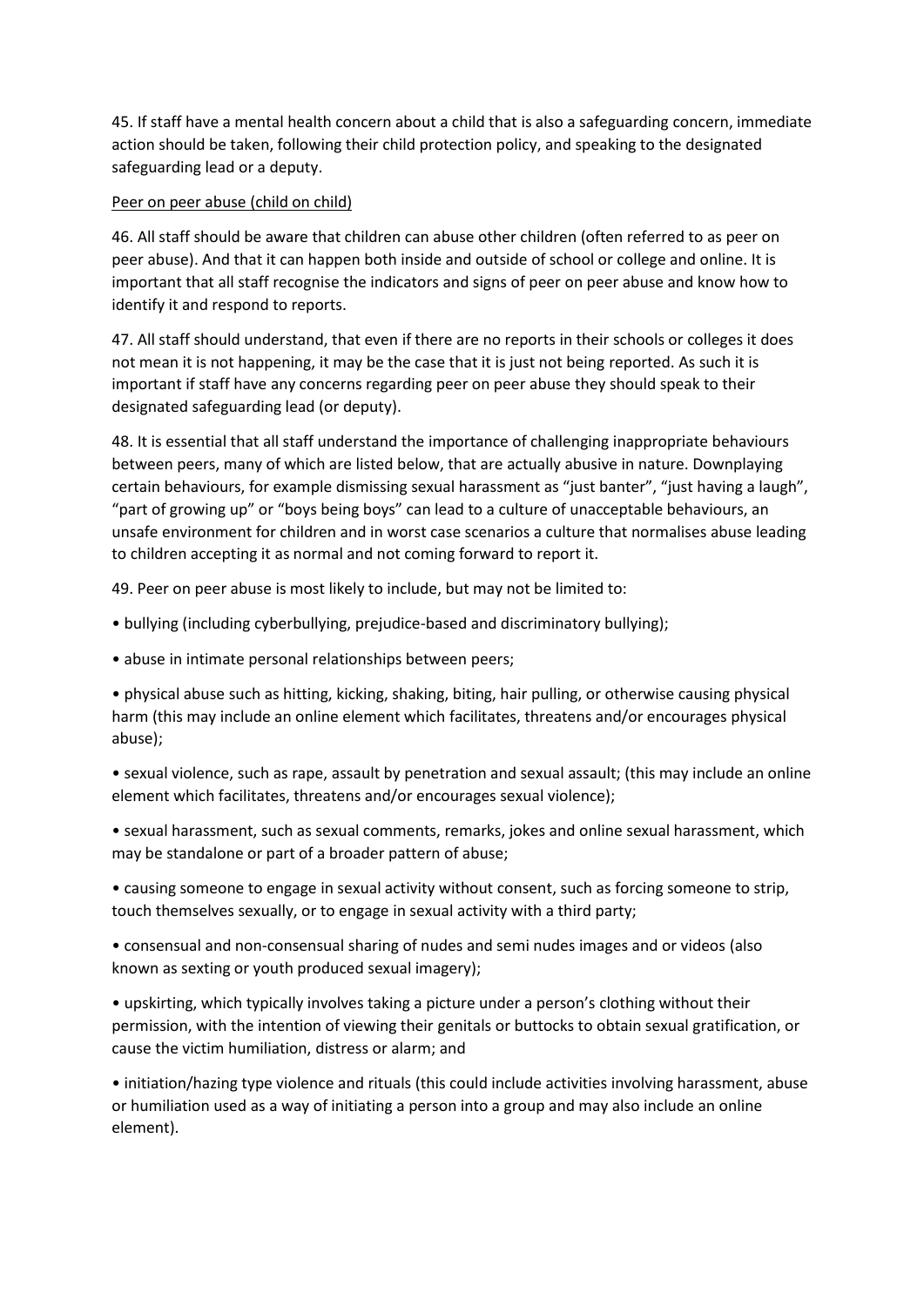45. If staff have a mental health concern about a child that is also a safeguarding concern, immediate action should be taken, following their child protection policy, and speaking to the designated safeguarding lead or a deputy.

<u>Peer on peer abuse (child on child)</u>

46. All staff should be aware that children can abuse other children (often referred to as peer on peer abuse). And that it can happen both inside and outside of school or college and online. It is important that all staff recognise the indicators and signs of peer on peer abuse and know how to identify it and respond to reports.

47. All staff should understand, that even if there are no reports in their schools or colleges it does not mean it is not happening, it may be the case that it is just not being reported. As such it is important if staff have any concerns regarding peer on peer abuse they should speak to their designated safeguarding lead (or deputy).

48. It is essential that all staff understand the importance of challenging inappropriate behaviours between peers, many of which are listed below, that are actually abusive in nature. Downplaying certain behaviours, for example dismissing sexual harassment as "just banter", "just having a laugh", "part of growing up" or "boys being boys" can lead to a culture of unacceptable behaviours, an unsafe environment for children and in worst case scenarios a culture that normalises abuse leading to children accepting it as normal and not coming forward to report it.

49. Peer on peer abuse is most likely to include, but may not be limited to:

- bullying (including cyberbullying, prejudice-based and discriminatory bullying);
- abuse in intimate personal relationships between peers;
- physical abuse such as hitting, kicking, shaking, biting, hair pulling, or otherwise causing physical harm (this may include an online element which facilitates, threatens and/or encourages physical abuse);
- sexual violence, such as rape, assault by penetration and sexual assault; (this may include an online element which facilitates, threatens and/or encourages sexual violence);
- sexual harassment, such as sexual comments, remarks, jokes and online sexual harassment, which may be standalone or part of a broader pattern of abuse;
- causing someone to engage in sexual activity without consent, such as forcing someone to strip, touch themselves sexually, or to engage in sexual activity with a third party;
- consensual and non-consensual sharing of nudes and semi nudes images and or videos (also known as sexting or youth produced sexual imagery);
- upskirting, which typically involves taking a picture under a person's clothing without their permission, with the intention of viewing their genitals or buttocks to obtain sexual gratification, or cause the victim humiliation, distress or alarm; and
- initiation/hazing type violence and rituals (this could include activities involving harassment, abuse or humiliation used as a way of initiating a person into a group and may also include an online element).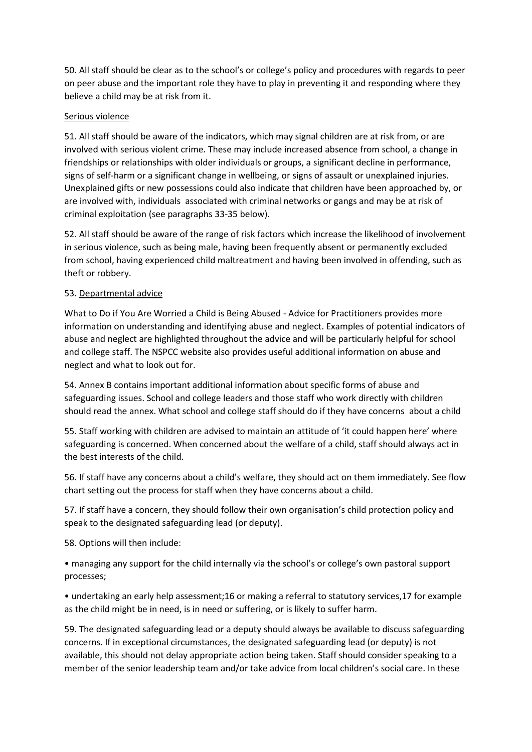50. All staff should be clear as to the school's or college's policy and procedures with regards to peer on peer abuse and the important role they have to play in preventing it and responding where they believe a child may be at risk from it.

Serious violence

51. All staff should be aware of the indicators, which may signal children are at risk from, or are involved with serious violent crime. These may include increased absence from school, a change in friendships or relationships with older individuals or groups, a significant decline in performance, signs of self-harm or a significant change in wellbeing, or signs of assault or unexplained injuries. Unexplained gifts or new possessions could also indicate that children have been approached by, or are involved with, individuals associated with criminal networks or gangs and may be at risk of criminal exploitation (see paragraphs 33-35 below).

52. All staff should be aware of the range of risk factors which increase the likelihood of involvement in serious violence, such as being male, having been frequently absent or permanently excluded from school, having experienced child maltreatment and having been involved in offending, such as theft or robbery.

53. Departmental advice

What to Do if You Are Worried a Child is Being Abused - Advice for Practitioners provides more information on understanding and identifying abuse and neglect. Examples of potential indicators of abuse and neglect are highlighted throughout the advice and will be particularly helpful for school and college staff. The NSPCC website also provides useful additional information on abuse and neglect and what to look out for.

54. Annex B contains important additional information about specific forms of abuse and safeguarding issues. School and college leaders and those staff who work directly with children should read the annex. What school and college staff should do if they have concerns about a child

55. Staff working with children are advised to maintain an attitude of 'it could happen here' where safeguarding is concerned. When concerned about the welfare of a child, staff should always act in the best interests of the child.

56. If staff have any concerns about a child's welfare, they should act on them immediately. See flow chart setting out the process for staff when they have concerns about a child.

57. If staff have a concern, they should follow their own organisation's child protection policy and speak to the designated safeguarding lead (or deputy).

58. Options will then include:

- managing any support for the child internally via the school's or college's own pastoral support processes;
- undertaking an early help assessment;16 or making a referral to statutory services,17 for example as the child might be in need, is in need or suffering, or is likely to suffer harm.

59. The designated safeguarding lead or a deputy should always be available to discuss safeguarding concerns. If in exceptional circumstances, the designated safeguarding lead (or deputy) is not available, this should not delay appropriate action being taken. Staff should consider speaking to a member of the senior leadership team and/or take advice from local children's social care. In these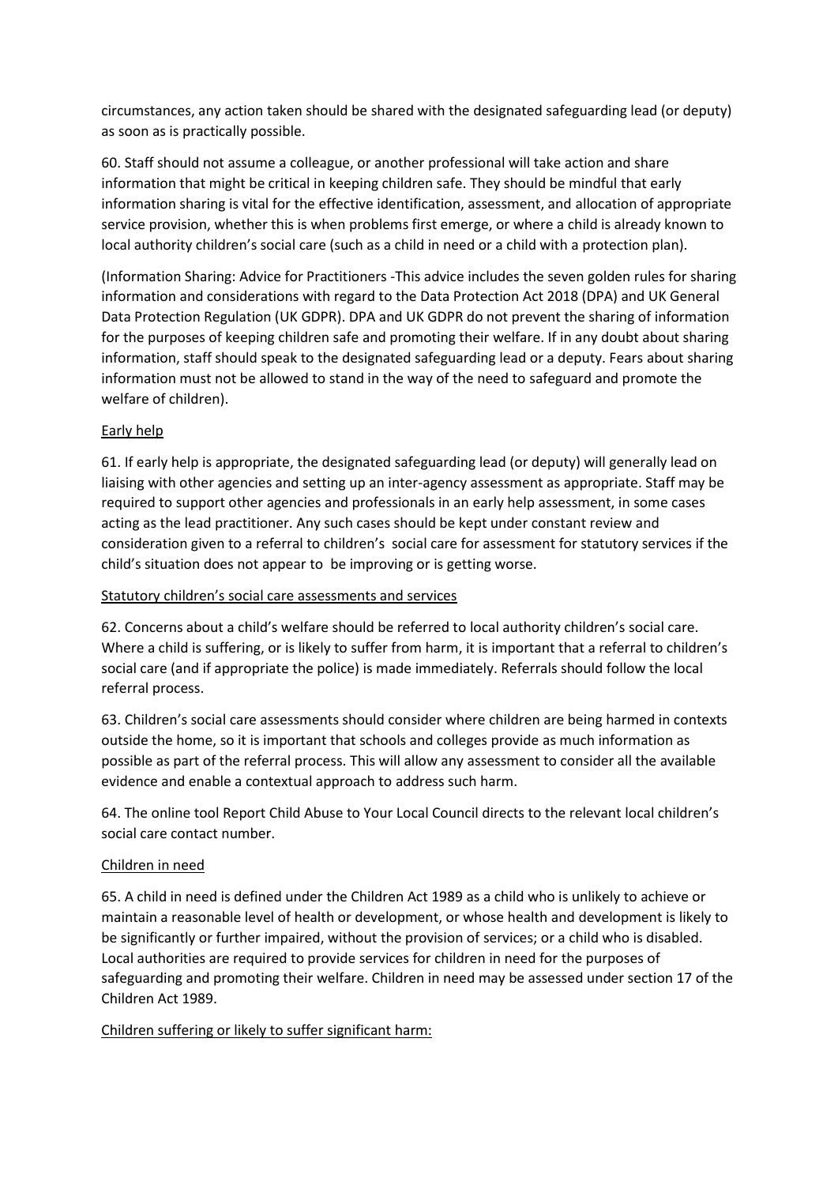circumstances, any action taken should be shared with the designated safeguarding lead (or deputy) as soon as is practically possible.

60. Staff should not assume a colleague, or another professional will take action and share information that might be critical in keeping children safe. They should be mindful that early information sharing is vital for the effective identification, assessment, and allocation of appropriate service provision, whether this is when problems first emerge, or where a child is already known to local authority children's social care (such as a child in need or a child with a protection plan).

(Information Sharing: Advice for Practitioners -This advice includes the seven golden rules for sharing information and considerations with regard to the Data Protection Act 2018 (DPA) and UK General Data Protection Regulation (UK GDPR). DPA and UK GDPR do not prevent the sharing of information for the purposes of keeping children safe and promoting their welfare. If in any doubt about sharing information, staff should speak to the designated safeguarding lead or a deputy. Fears about sharing information must not be allowed to stand in the way of the need to safeguard and promote the welfare of children).

Early help

61. If early help is appropriate, the designated safeguarding lead (or deputy) will generally lead on liaising with other agencies and setting up an inter-agency assessment as appropriate. Staff may be required to support other agencies and professionals in an early help assessment, in some cases acting as the lead practitioner. Any such cases should be kept under constant review and consideration given to a referral to children's social care for assessment for statutory services if the child's situation does not appear to be improving or is getting worse.

Statutory children's social care assessments and services

62. Concerns about a child's welfare should be referred to local authority children's social care. Where a child is suffering, or is likely to suffer from harm, it is important that a referral to children's social care (and if appropriate the police) is made immediately. Referrals should follow the local referral process.

63. Children's social care assessments should consider where children are being harmed in contexts outside the home, so it is important that schools and colleges provide as much information as possible as part of the referral process. This will allow any assessment to consider all the available evidence and enable a contextual approach to address such harm.

64. The online tool Report Child Abuse to Your Local Council directs to the relevant local children's social care contact number.

Children in need

65. A child in need is defined under the Children Act 1989 as a child who is unlikely to achieve or maintain a reasonable level of health or development, or whose health and development is likely to be significantly or further impaired, without the provision of services; or a child who is disabled. Local authorities are required to provide services for children in need for the purposes of safeguarding and promoting their welfare. Children in need may be assessed under section 17 of the Children Act 1989.

Children suffering or likely to suffer significant harm: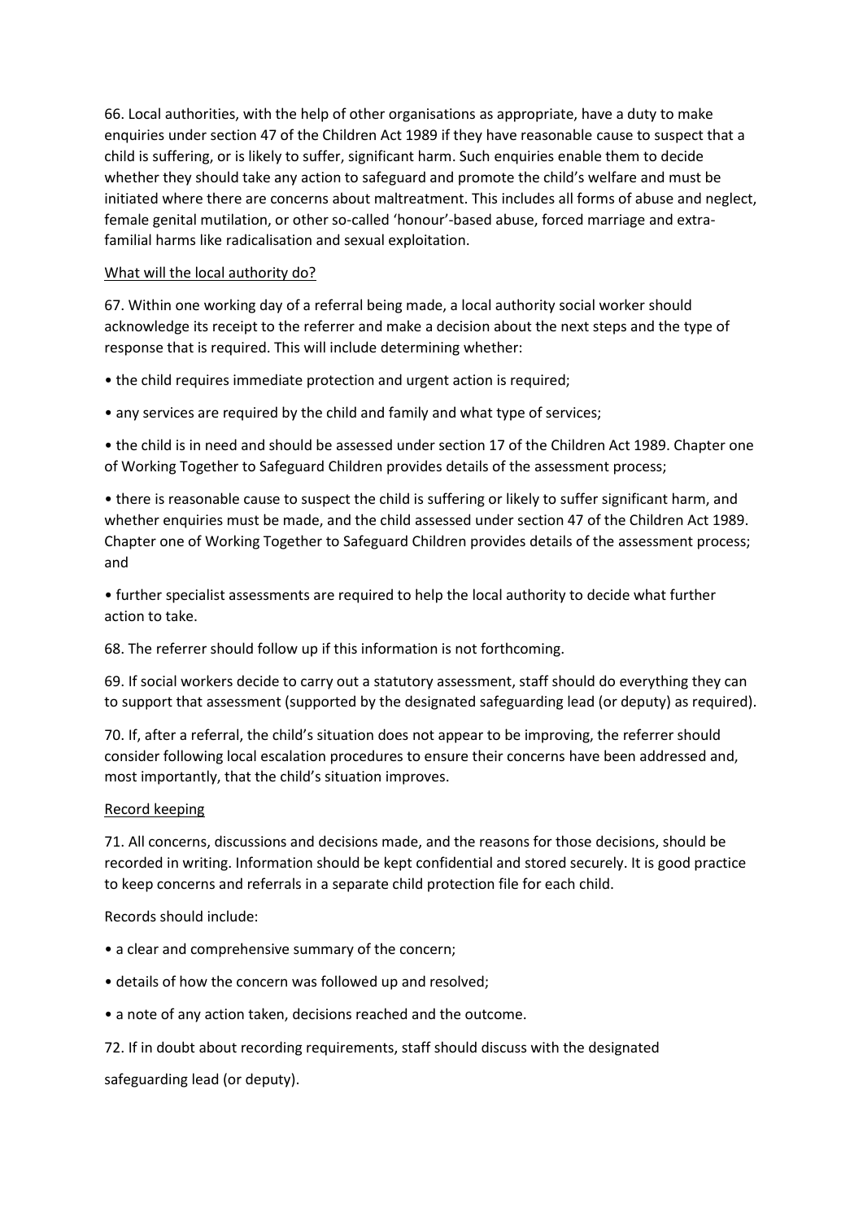66. Local authorities, with the help of other organisations as appropriate, have a duty to make enquiries under section 47 of the Children Act 1989 if they have reasonable cause to suspect that a child is suffering, or is likely to suffer, significant harm. Such enquiries enable them to decide whether they should take any action to safeguard and promote the child's welfare and must be initiated where there are concerns about maltreatment. This includes all forms of abuse and neglect, female genital mutilation, or other so-called 'honour'-based abuse, forced marriage and extra-familial harms like radicalisation and sexual exploitation.

<u>What will the local authority do?</u>

67. Within one working day of a referral being made, a local authority social worker should acknowledge its receipt to the referrer and make a decision about the next steps and the type of response that is required. This will include determining whether:

- the child requires immediate protection and urgent action is required;
- any services are required by the child and family and what type of services;
- the child is in need and should be assessed under section 17 of the Children Act 1989. Chapter one of Working Together to Safeguard Children provides details of the assessment process;
- there is reasonable cause to suspect the child is suffering or likely to suffer significant harm, and whether enquiries must be made, and the child assessed under section 47 of the Children Act 1989. Chapter one of Working Together to Safeguard Children provides details of the assessment process; and
- further specialist assessments are required to help the local authority to decide what further action to take.

68. The referrer should follow up if this information is not forthcoming.

69. If social workers decide to carry out a statutory assessment, staff should do everything they can to support that assessment (supported by the designated safeguarding lead (or deputy) as required).

70. If, after a referral, the child's situation does not appear to be improving, the referrer should consider following local escalation procedures to ensure their concerns have been addressed and, most importantly, that the child's situation improves.

<u>Record keeping</u>

71. All concerns, discussions and decisions made, and the reasons for those decisions, should be recorded in writing. Information should be kept confidential and stored securely. It is good practice to keep concerns and referrals in a separate child protection file for each child.

Records should include:

- a clear and comprehensive summary of the concern;
- details of how the concern was followed up and resolved;
- a note of any action taken, decisions reached and the outcome.

72. If in doubt about recording requirements, staff should discuss with the designated safeguarding lead (or deputy).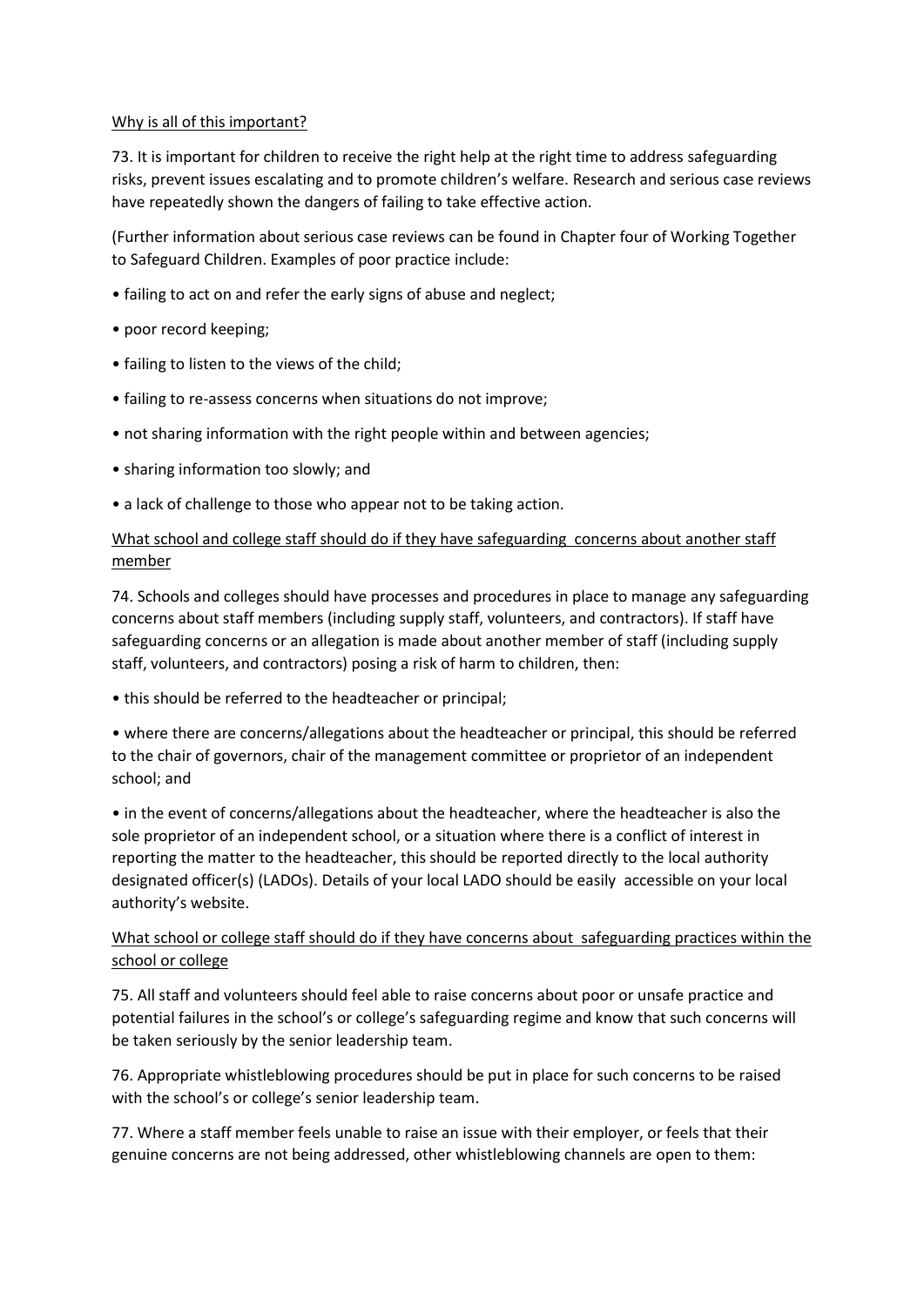Why is all of this important?

73. It is important for children to receive the right help at the right time to address safeguarding risks, prevent issues escalating and to promote children's welfare. Research and serious case reviews have repeatedly shown the dangers of failing to take effective action.

(Further information about serious case reviews can be found in Chapter four of Working Together to Safeguard Children. Examples of poor practice include:

- failing to act on and refer the early signs of abuse and neglect;
- poor record keeping;
- failing to listen to the views of the child;
- failing to re-assess concerns when situations do not improve;
- not sharing information with the right people within and between agencies;
- sharing information too slowly; and
- a lack of challenge to those who appear not to be taking action.

What school and college staff should do if they have safeguarding concerns about another staff member

74. Schools and colleges should have processes and procedures in place to manage any safeguarding concerns about staff members (including supply staff, volunteers, and contractors). If staff have safeguarding concerns or an allegation is made about another member of staff (including supply staff, volunteers, and contractors) posing a risk of harm to children, then:

- this should be referred to the headteacher or principal;
- where there are concerns/allegations about the headteacher or principal, this should be referred to the chair of governors, chair of the management committee or proprietor of an independent school; and
- in the event of concerns/allegations about the headteacher, where the headteacher is also the sole proprietor of an independent school, or a situation where there is a conflict of interest in reporting the matter to the headteacher, this should be reported directly to the local authority designated officer(s) (LADOs). Details of your local LADO should be easily accessible on your local authority's website.

What school or college staff should do if they have concerns about safeguarding practices within the school or college

75. All staff and volunteers should feel able to raise concerns about poor or unsafe practice and potential failures in the school's or college's safeguarding regime and know that such concerns will be taken seriously by the senior leadership team.

76. Appropriate whistleblowing procedures should be put in place for such concerns to be raised with the school's or college's senior leadership team.

77. Where a staff member feels unable to raise an issue with their employer, or feels that their genuine concerns are not being addressed, other whistleblowing channels are open to them: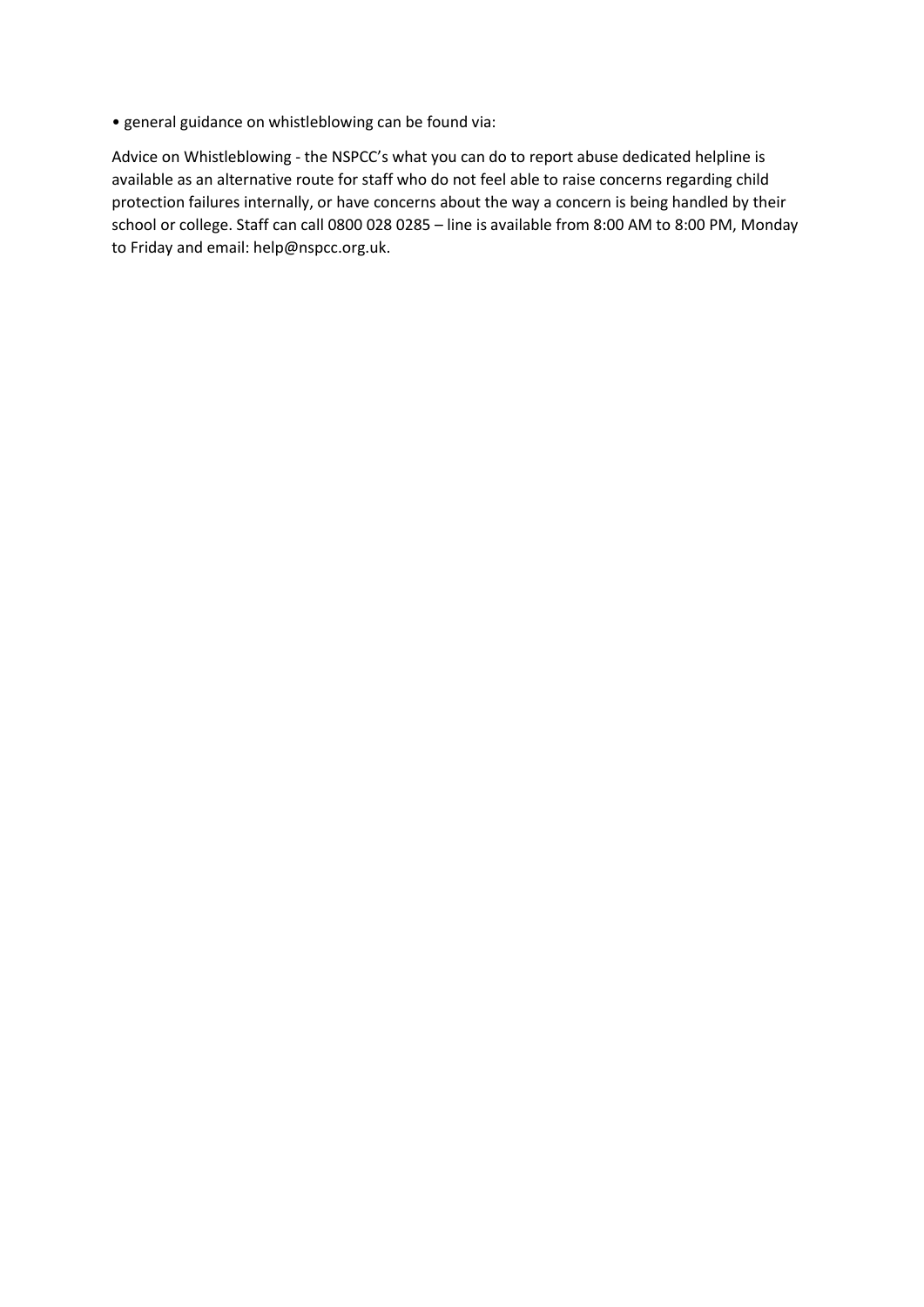- general guidance on whistleblowing can be found via:

Advice on Whistleblowing - the NSPCC's what you can do to report abuse dedicated helpline is available as an alternative route for staff who do not feel able to raise concerns regarding child protection failures internally, or have concerns about the way a concern is being handled by their school or college. Staff can call 0800 028 0285 – line is available from 8:00 AM to 8:00 PM, Monday to Friday and email: help@nspcc.org.uk.